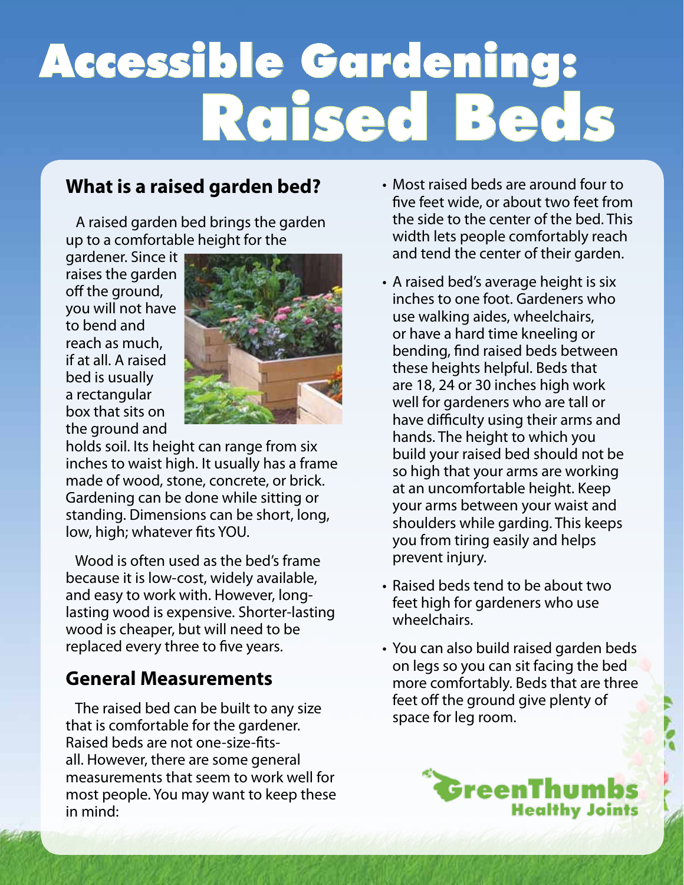# Accessible Gardening: Raised Beds

## What is a raised garden bed?

A raised garden bed brings the garden up to a comfortable height for the gardener. Since it raises the garden off the ground, you will not have to bend and reach as much, if at all. A raised bed is usually a rectangular box that sits on the ground and holds soil. Its height can range from six inches to waist high. It usually has a frame made of wood, stone, concrete, or brick. Gardening can be done while sitting or standing. Dimensions can be short, long, low, high; whatever fits YOU.

Wood is often used as the bed's frame because it is low-cost, widely available, and easy to work with. However, long-lasting wood is expensive. Shorter-lasting wood is cheaper, but will need to be replaced every three to five years.

## General Measurements

The raised bed can be built to any size that is comfortable for the gardener. Raised beds are not one-size-fits-all. However, there are some general measurements that seem to work well for most people. You may want to keep these in mind:

- Most raised beds are around four to five feet wide, or about two feet from the side to the center of the bed. This width lets people comfortably reach and tend the center of their garden.
- A raised bed's average height is six inches to one foot. Gardeners who use walking aides, wheelchairs, or have a hard time kneeling or bending, find raised beds between these heights helpful. Beds that are 18, 24 or 30 inches high work well for gardeners who are tall or have difficulty using their arms and hands. The height to which you build your raised bed should not be so high that your arms are working at an uncomfortable height. Keep your arms between your waist and shoulders while garding. This keeps you from tiring easily and helps prevent injury.
- Raised beds tend to be about two feet high for gardeners who use wheelchairs.
- You can also build raised garden beds on legs so you can sit facing the bed more comfortably. Beds that are three feet off the ground give plenty of space for leg room.

GreenThumbs Healthy Joints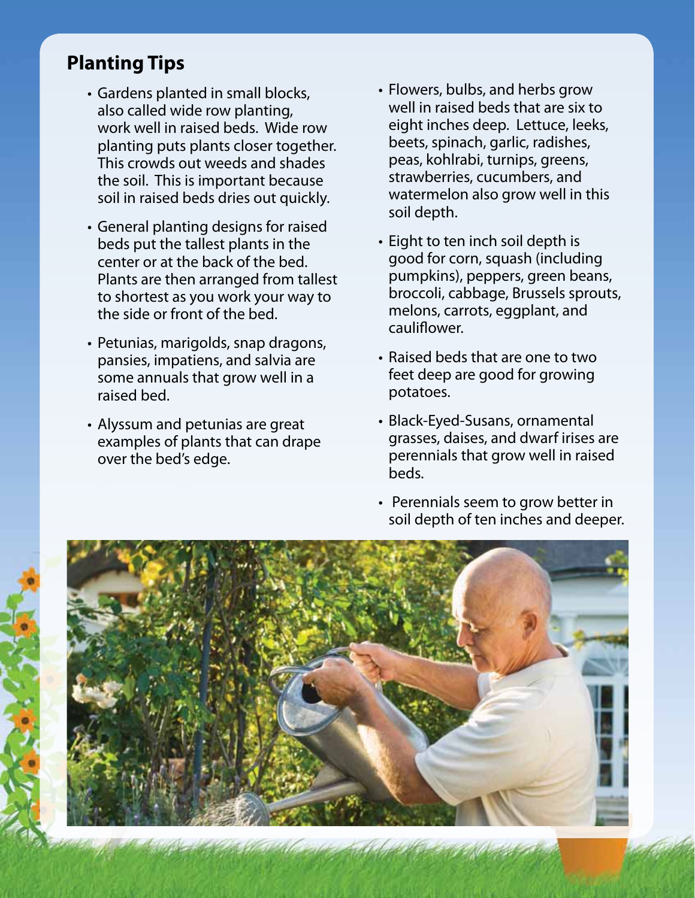## Planting Tips

- Gardens planted in small blocks, also called wide row planting, work well in raised beds. Wide row planting puts plants closer together. This crowds out weeds and shades the soil. This is important because soil in raised beds dries out quickly.
- General planting designs for raised beds put the tallest plants in the center or at the back of the bed. Plants are then arranged from tallest to shortest as you work your way to the side or front of the bed.
- Petunias, marigolds, snap dragons, pansies, impatiens, and salvia are some annuals that grow well in a raised bed.
- Alyssum and petunias are great examples of plants that can drape over the bed's edge.
- Flowers, bulbs, and herbs grow well in raised beds that are six to eight inches deep. Lettuce, leeks, beets, spinach, garlic, radishes, peas, kohlrabi, turnips, greens, strawberries, cucumbers, and watermelon also grow well in this soil depth.
- Eight to ten inch soil depth is good for corn, squash (including pumpkins), peppers, green beans, broccoli, cabbage, Brussels sprouts, melons, carrots, eggplant, and cauliflower.
- Raised beds that are one to two feet deep are good for growing potatoes.
- Black-Eyed-Susans, ornamental grasses, daises, and dwarf irises are perennials that grow well in raised beds.
- Perennials seem to grow better in soil depth of ten inches and deeper.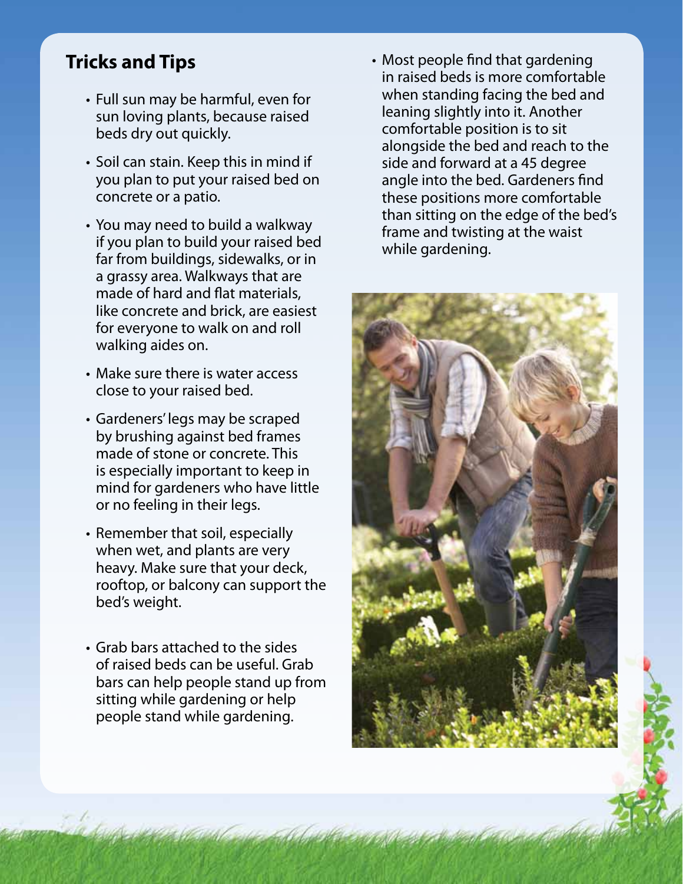## Tricks and Tips

- Full sun may be harmful, even for sun loving plants, because raised beds dry out quickly.
- Soil can stain. Keep this in mind if you plan to put your raised bed on concrete or a patio.
- You may need to build a walkway if you plan to build your raised bed far from buildings, sidewalks, or in a grassy area. Walkways that are made of hard and flat materials, like concrete and brick, are easiest for everyone to walk on and roll walking aides on.
- Make sure there is water access close to your raised bed.
- Gardeners' legs may be scraped by brushing against bed frames made of stone or concrete. This is especially important to keep in mind for gardeners who have little or no feeling in their legs.
- Remember that soil, especially when wet, and plants are very heavy. Make sure that your deck, rooftop, or balcony can support the bed's weight.
- Grab bars attached to the sides of raised beds can be useful. Grab bars can help people stand up from sitting while gardening or help people stand while gardening.
- Most people find that gardening in raised beds is more comfortable when standing facing the bed and leaning slightly into it. Another comfortable position is to sit alongside the bed and reach to the side and forward at a 45 degree angle into the bed. Gardeners find these positions more comfortable than sitting on the edge of the bed's frame and twisting at the waist while gardening.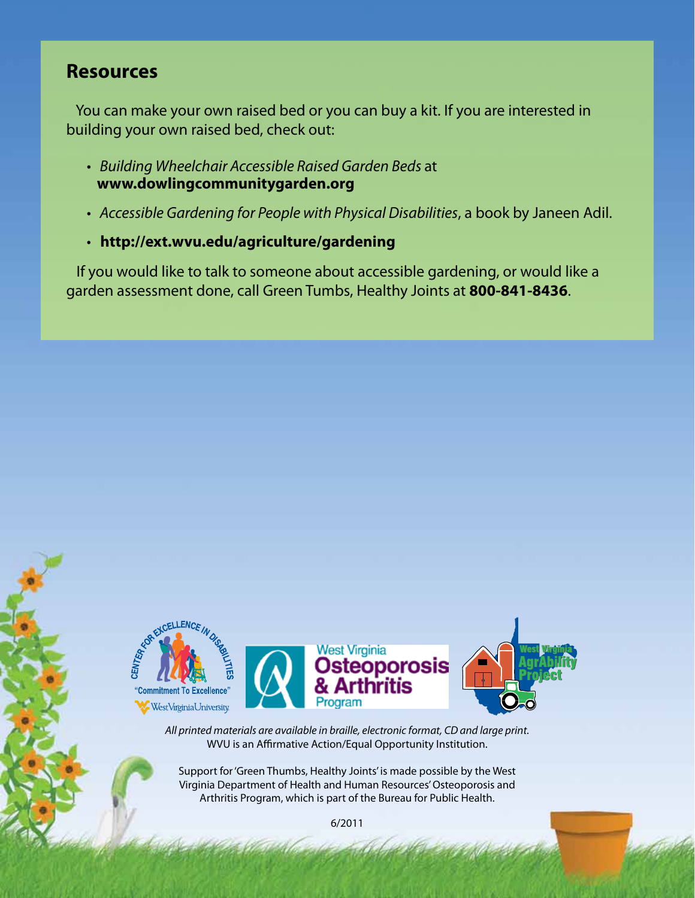## Resources

You can make your own raised bed or you can buy a kit. If you are interested in building your own raised bed, check out:

- *Building Wheelchair Accessible Raised Garden Beds* at **www.dowlingcommunitygarden.org**
- *Accessible Gardening for People with Physical Disabilities*, a book by Janeen Adil.
- **http://ext.wvu.edu/agriculture/gardening**

If you would like to talk to someone about accessible gardening, or would like a garden assessment done, call Green Tumbs, Healthy Joints at **800-841-8436**.

*All printed materials are available in braille, electronic format, CD and large print.*
WVU is an Affirmative Action/Equal Opportunity Institution.

Support for 'Green Thumbs, Healthy Joints' is made possible by the West Virginia Department of Health and Human Resources' Osteoporosis and Arthritis Program, which is part of the Bureau for Public Health.

6/2011